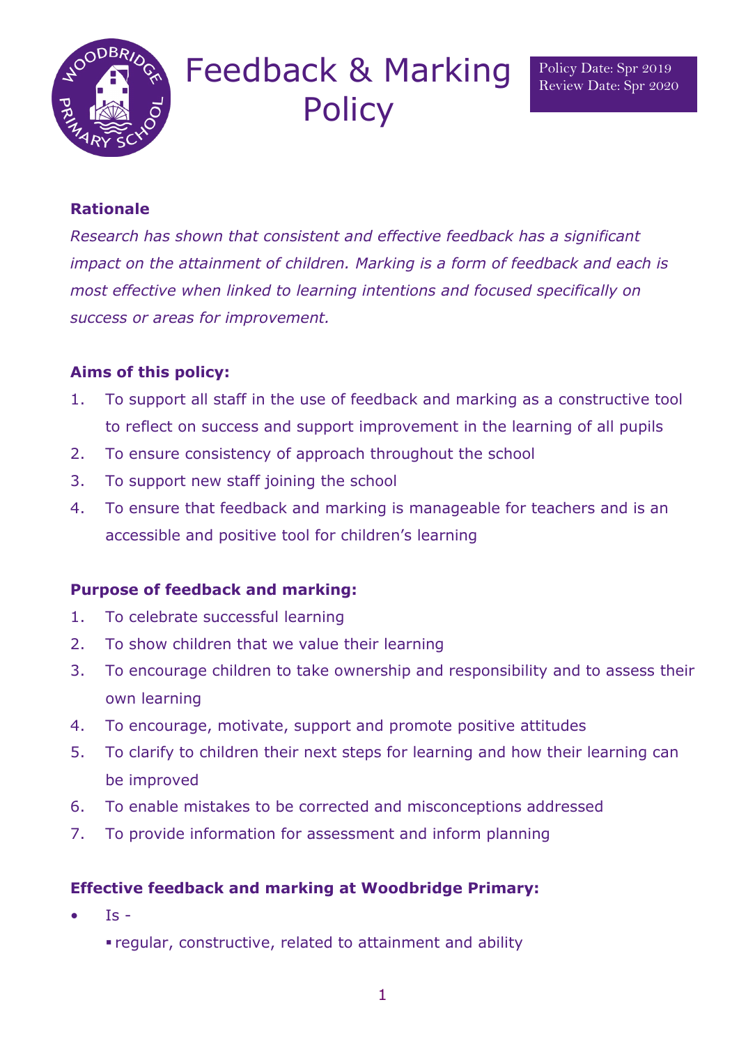# Feedback & Marking Policy

Policy Date: Spr 2019
Review Date: Spr 2020

**Rationale**

*Research has shown that consistent and effective feedback has a significant impact on the attainment of children. Marking is a form of feedback and each is most effective when linked to learning intentions and focused specifically on success or areas for improvement.*

**Aims of this policy:**

1. To support all staff in the use of feedback and marking as a constructive tool to reflect on success and support improvement in the learning of all pupils
2. To ensure consistency of approach throughout the school
3. To support new staff joining the school
4. To ensure that feedback and marking is manageable for teachers and is an accessible and positive tool for children's learning

**Purpose of feedback and marking:**

1. To celebrate successful learning
2. To show children that we value their learning
3. To encourage children to take ownership and responsibility and to assess their own learning
4. To encourage, motivate, support and promote positive attitudes
5. To clarify to children their next steps for learning and how their learning can be improved
6. To enable mistakes to be corrected and misconceptions addressed
7. To provide information for assessment and inform planning

**Effective feedback and marking at Woodbridge Primary:**

- Is -
  - regular, constructive, related to attainment and ability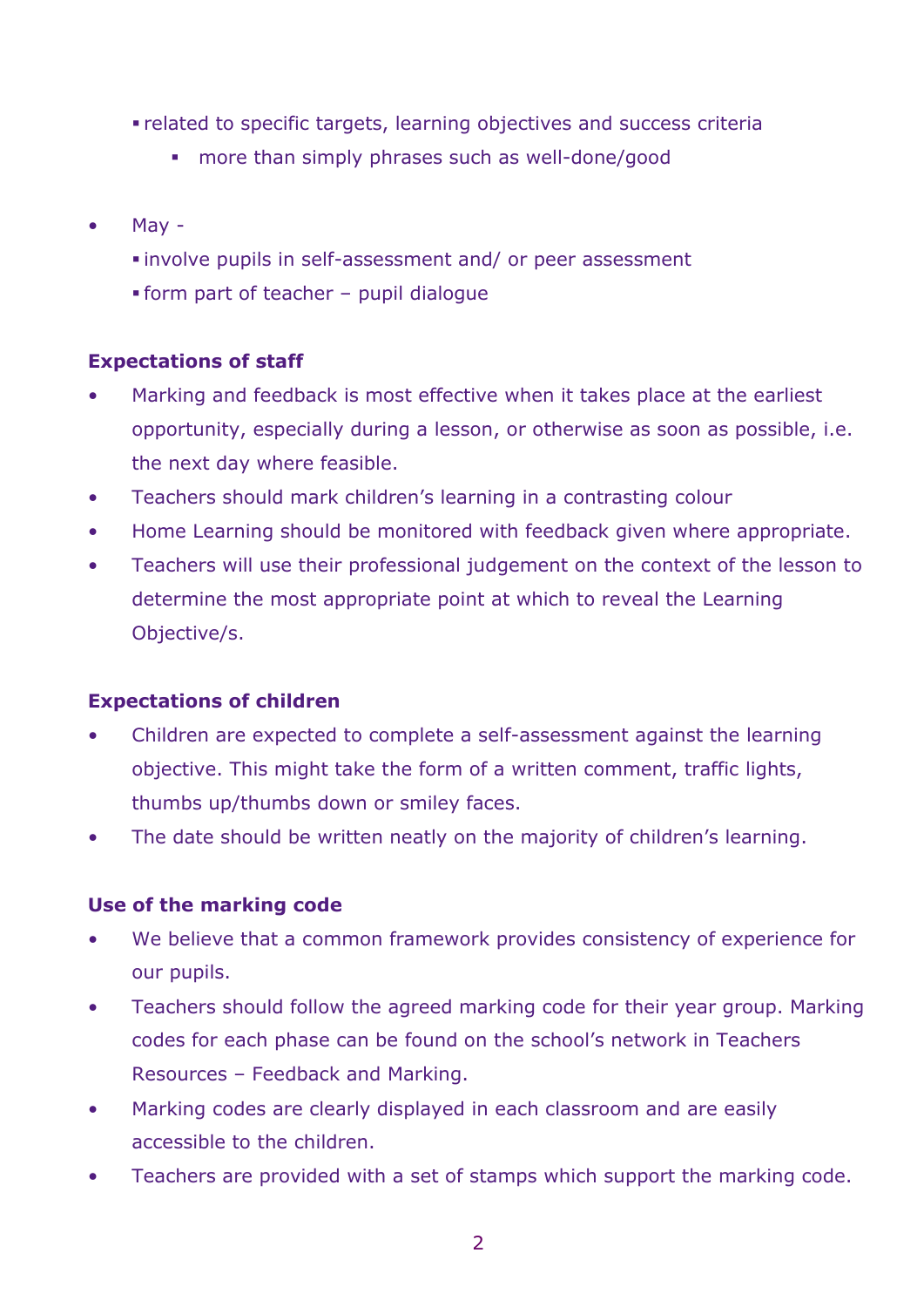- related to specific targets, learning objectives and success criteria
    - more than simply phrases such as well-done/good

- May -
  - involve pupils in self-assessment and/ or peer assessment
  - form part of teacher – pupil dialogue

**Expectations of staff**

- Marking and feedback is most effective when it takes place at the earliest opportunity, especially during a lesson, or otherwise as soon as possible, i.e. the next day where feasible.
- Teachers should mark children's learning in a contrasting colour
- Home Learning should be monitored with feedback given where appropriate.
- Teachers will use their professional judgement on the context of the lesson to determine the most appropriate point at which to reveal the Learning Objective/s.

**Expectations of children**

- Children are expected to complete a self-assessment against the learning objective. This might take the form of a written comment, traffic lights, thumbs up/thumbs down or smiley faces.
- The date should be written neatly on the majority of children's learning.

**Use of the marking code**

- We believe that a common framework provides consistency of experience for our pupils.
- Teachers should follow the agreed marking code for their year group. Marking codes for each phase can be found on the school's network in Teachers Resources – Feedback and Marking.
- Marking codes are clearly displayed in each classroom and are easily accessible to the children.
- Teachers are provided with a set of stamps which support the marking code.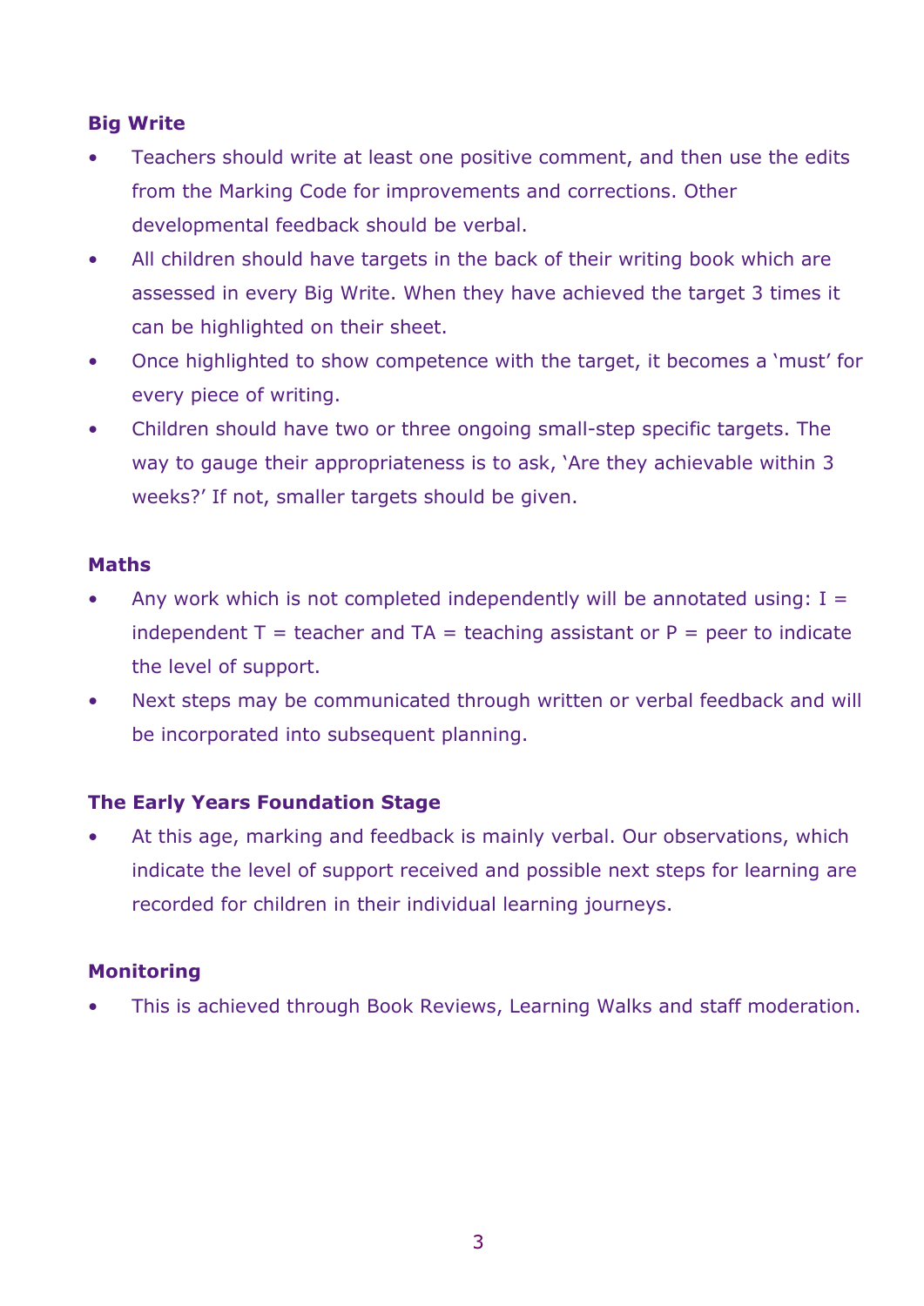**Big Write**

- Teachers should write at least one positive comment, and then use the edits from the Marking Code for improvements and corrections. Other developmental feedback should be verbal.
- All children should have targets in the back of their writing book which are assessed in every Big Write. When they have achieved the target 3 times it can be highlighted on their sheet.
- Once highlighted to show competence with the target, it becomes a 'must' for every piece of writing.
- Children should have two or three ongoing small-step specific targets. The way to gauge their appropriateness is to ask, 'Are they achievable within 3 weeks?' If not, smaller targets should be given.

**Maths**

- Any work which is not completed independently will be annotated using: I = independent T = teacher and TA = teaching assistant or P = peer to indicate the level of support.
- Next steps may be communicated through written or verbal feedback and will be incorporated into subsequent planning.

**The Early Years Foundation Stage**

- At this age, marking and feedback is mainly verbal. Our observations, which indicate the level of support received and possible next steps for learning are recorded for children in their individual learning journeys.

**Monitoring**

- This is achieved through Book Reviews, Learning Walks and staff moderation.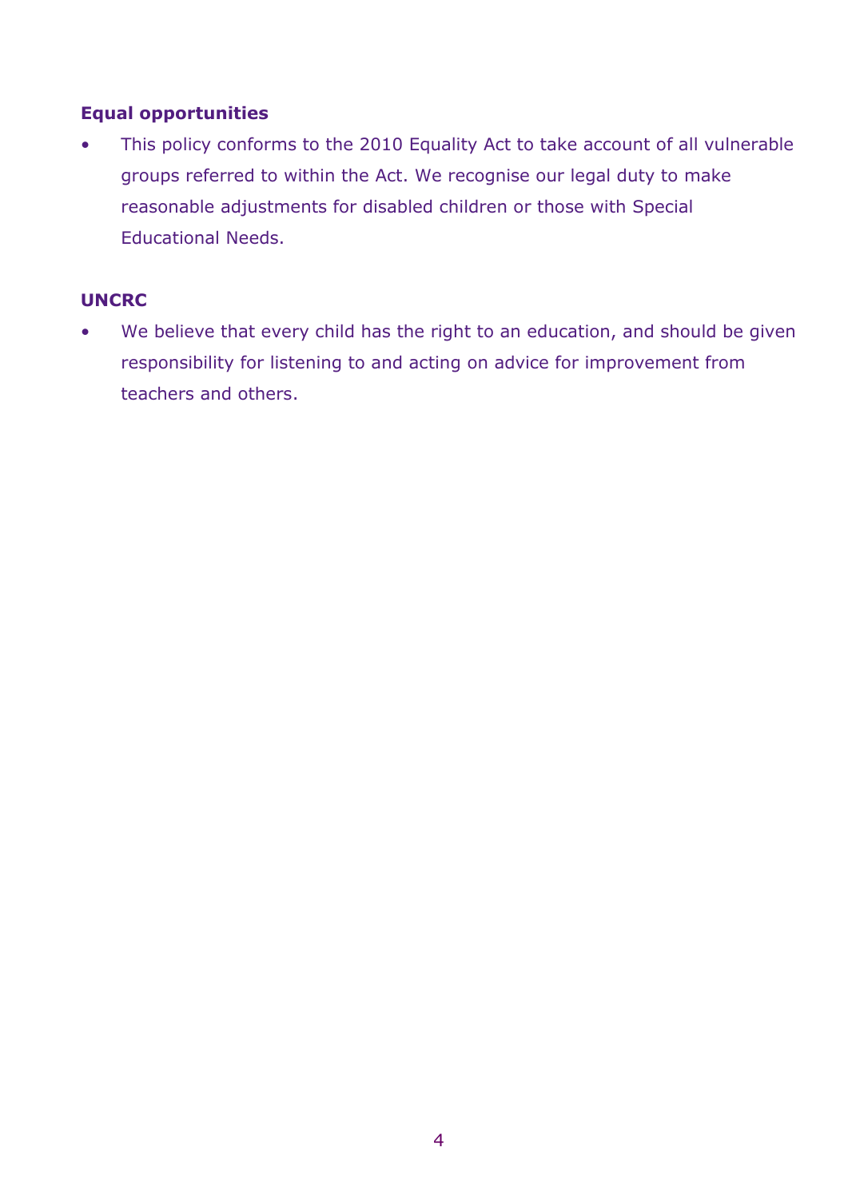### Equal opportunities

- This policy conforms to the 2010 Equality Act to take account of all vulnerable groups referred to within the Act. We recognise our legal duty to make reasonable adjustments for disabled children or those with Special Educational Needs.

### UNCRC

- We believe that every child has the right to an education, and should be given responsibility for listening to and acting on advice for improvement from teachers and others.